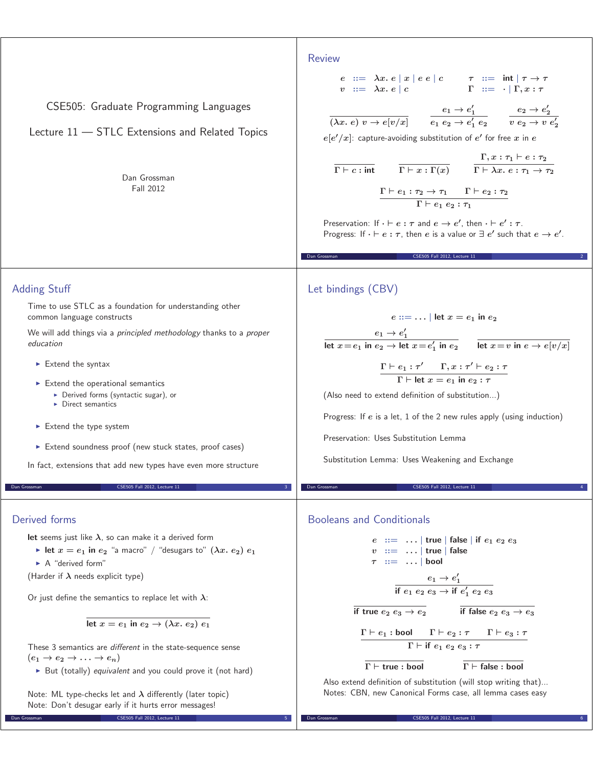# CSE505: Graduate Programming Languages

## Lecture 11 — STLC Extensions and Related Topics

Dan Grossman
Fall 2012

## Review

$$e ::= \lambda x.\ e \mid x \mid e\ e \mid c \qquad \tau ::= \mathsf{int} \mid \tau \to \tau$$
$$v ::= \lambda x.\ e \mid c \qquad \Gamma ::= \cdot \mid \Gamma, x : \tau$$

$$\frac{}{(\lambda x.\ e)\ v \to e[v/x]} \qquad \frac{e_1 \to e_1'}{e_1\ e_2 \to e_1'\ e_2} \qquad \frac{e_2 \to e_2'}{v\ e_2 \to v\ e_2'}$$

$e[e'/x]$: capture-avoiding substitution of $e'$ for free $x$ in $e$

$$\frac{}{\Gamma \vdash c : \mathsf{int}} \qquad \frac{}{\Gamma \vdash x : \Gamma(x)} \qquad \frac{\Gamma, x : \tau_1 \vdash e : \tau_2}{\Gamma \vdash \lambda x.\ e : \tau_1 \to \tau_2}$$

$$\frac{\Gamma \vdash e_1 : \tau_2 \to \tau_1 \qquad \Gamma \vdash e_2 : \tau_2}{\Gamma \vdash e_1\ e_2 : \tau_1}$$

Preservation: If $\cdot \vdash e : \tau$ and $e \to e'$, then $\cdot \vdash e' : \tau$.
Progress: If $\cdot \vdash e : \tau$, then $e$ is a value or $\exists\ e'$ such that $e \to e'$.

## Adding Stuff

Time to use STLC as a foundation for understanding other common language constructs

We will add things via a *principled methodology* thanks to a *proper education*

- Extend the syntax
- Extend the operational semantics
  - Derived forms (syntactic sugar), or
  - Direct semantics
- Extend the type system
- Extend soundness proof (new stuck states, proof cases)

In fact, extensions that add new types have even more structure

## Let bindings (CBV)

$$e ::= \ldots \mid \mathsf{let}\ x = e_1\ \mathsf{in}\ e_2$$

$$\frac{e_1 \to e_1'}{\mathsf{let}\ x = e_1\ \mathsf{in}\ e_2 \to \mathsf{let}\ x = e_1'\ \mathsf{in}\ e_2} \qquad \frac{}{\mathsf{let}\ x = v\ \mathsf{in}\ e \to e[v/x]}$$

$$\frac{\Gamma \vdash e_1 : \tau' \qquad \Gamma, x : \tau' \vdash e_2 : \tau}{\Gamma \vdash \mathsf{let}\ x = e_1\ \mathsf{in}\ e_2 : \tau}$$

(Also need to extend definition of substitution...)

Progress: If $e$ is a let, 1 of the 2 new rules apply (using induction)

Preservation: Uses Substitution Lemma

Substitution Lemma: Uses Weakening and Exchange

## Derived forms

**let** seems just like $\lambda$, so can make it a derived form

- $\mathsf{let}\ x = e_1\ \mathsf{in}\ e_2$ "a macro" / "desugars to" $(\lambda x.\ e_2)\ e_1$
- A "derived form"

(Harder if $\lambda$ needs explicit type)

Or just define the semantics to replace let with $\lambda$:

$$\frac{}{\mathsf{let}\ x = e_1\ \mathsf{in}\ e_2 \to (\lambda x.\ e_2)\ e_1}$$

These 3 semantics are *different* in the state-sequence sense ($e_1 \to e_2 \to \ldots \to e_n$)

- But (totally) *equivalent* and you could prove it (not hard)

Note: ML type-checks let and $\lambda$ differently (later topic)
Note: Don't desugar early if it hurts error messages!

## Booleans and Conditionals

$$e ::= \ldots \mid \mathsf{true} \mid \mathsf{false} \mid \mathsf{if}\ e_1\ e_2\ e_3$$
$$v ::= \ldots \mid \mathsf{true} \mid \mathsf{false}$$
$$\tau ::= \ldots \mid \mathsf{bool}$$

$$\frac{e_1 \to e_1'}{\mathsf{if}\ e_1\ e_2\ e_3 \to \mathsf{if}\ e_1'\ e_2\ e_3}$$

$$\frac{}{\mathsf{if\ true}\ e_2\ e_3 \to e_2} \qquad \frac{}{\mathsf{if\ false}\ e_2\ e_3 \to e_3}$$

$$\frac{\Gamma \vdash e_1 : \mathsf{bool} \qquad \Gamma \vdash e_2 : \tau \qquad \Gamma \vdash e_3 : \tau}{\Gamma \vdash \mathsf{if}\ e_1\ e_2\ e_3 : \tau}$$

$$\frac{}{\Gamma \vdash \mathsf{true} : \mathsf{bool}} \qquad \frac{}{\Gamma \vdash \mathsf{false} : \mathsf{bool}}$$

Also extend definition of substitution (will stop writing that)...
Notes: CBN, new Canonical Forms case, all lemma cases easy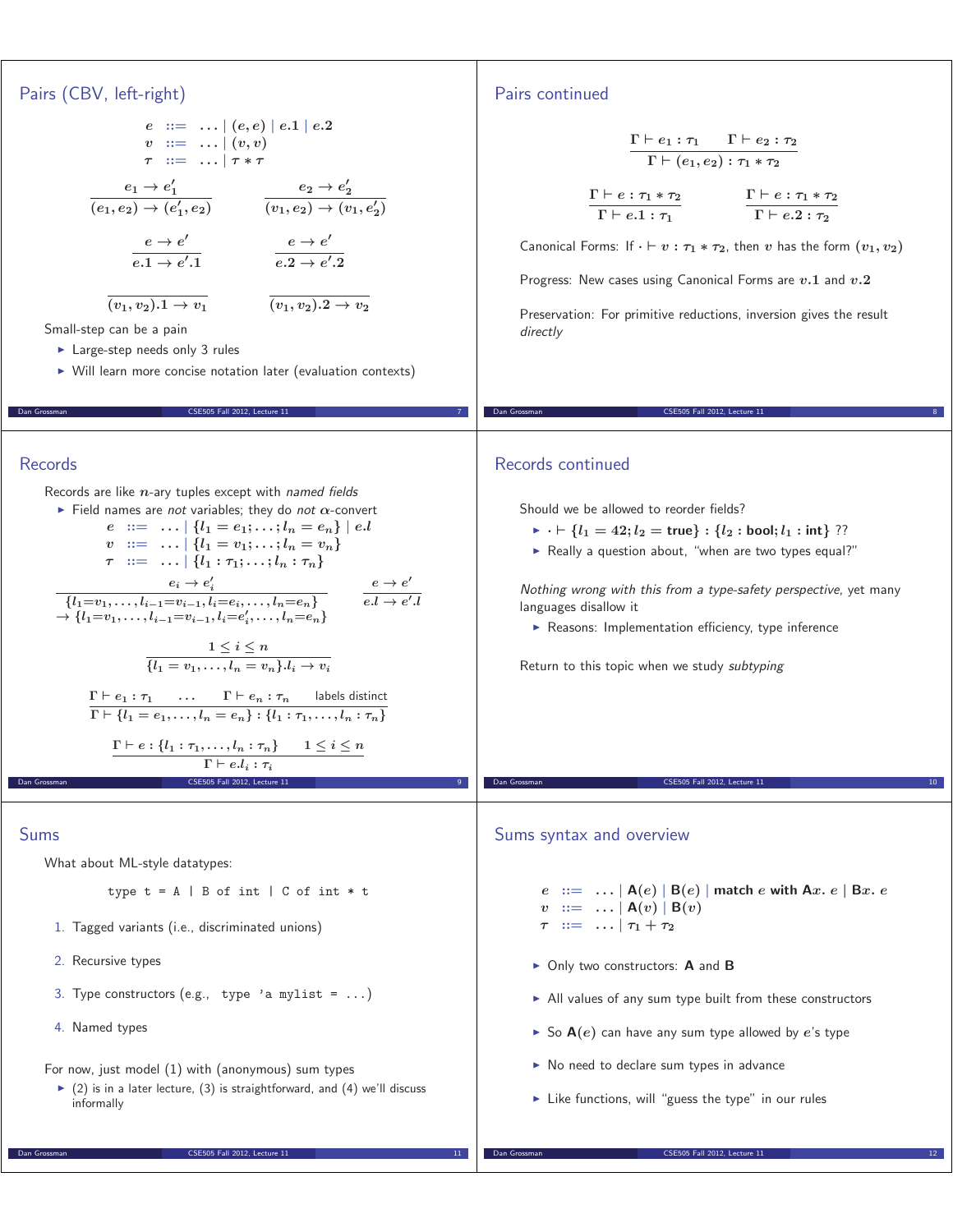## Pairs (CBV, left-right)

$$
\begin{array}{rcl}
e & ::= & \ldots \mid (e, e) \mid e.1 \mid e.2 \\
v & ::= & \ldots \mid (v, v) \\
\tau & ::= & \ldots \mid \tau * \tau
\end{array}
$$

$$
\frac{e_1 \rightarrow e_1'}{(e_1, e_2) \rightarrow (e_1', e_2)} \qquad \frac{e_2 \rightarrow e_2'}{(v_1, e_2) \rightarrow (v_1, e_2')}
$$

$$
\frac{e \rightarrow e'}{e.1 \rightarrow e'.1} \qquad \frac{e \rightarrow e'}{e.2 \rightarrow e'.2}
$$

$$
\frac{}{(v_1, v_2).1 \rightarrow v_1} \qquad \frac{}{(v_1, v_2).2 \rightarrow v_2}
$$

Small-step can be a pain

- Large-step needs only 3 rules
- Will learn more concise notation later (evaluation contexts)

## Pairs continued

$$
\frac{\Gamma \vdash e_1 : \tau_1 \qquad \Gamma \vdash e_2 : \tau_2}{\Gamma \vdash (e_1, e_2) : \tau_1 * \tau_2}
$$

$$
\frac{\Gamma \vdash e : \tau_1 * \tau_2}{\Gamma \vdash e.1 : \tau_1} \qquad \frac{\Gamma \vdash e : \tau_1 * \tau_2}{\Gamma \vdash e.2 : \tau_2}
$$

Canonical Forms: If $\cdot \vdash v : \tau_1 * \tau_2$, then $v$ has the form $(v_1, v_2)$

Progress: New cases using Canonical Forms are $v.1$ and $v.2$

Preservation: For primitive reductions, inversion gives the result *directly*

## Records

Records are like $n$-ary tuples except with *named fields*

- Field names are *not* variables; they do *not* $\alpha$-convert

$$
\begin{array}{rcl}
e & ::= & \ldots \mid \{l_1 = e_1; \ldots; l_n = e_n\} \mid e.l \\
v & ::= & \ldots \mid \{l_1 = v_1; \ldots; l_n = v_n\} \\
\tau & ::= & \ldots \mid \{l_1 : \tau_1; \ldots; l_n : \tau_n\}
\end{array}
$$

$$
\frac{e_i \rightarrow e_i'}{\{l_1{=}v_1, \ldots, l_{i-1}{=}v_{i-1}, l_i{=}e_i, \ldots, l_n{=}e_n\} \rightarrow \{l_1{=}v_1, \ldots, l_{i-1}{=}v_{i-1}, l_i{=}e_i', \ldots, l_n{=}e_n\}} \qquad \frac{e \rightarrow e'}{e.l \rightarrow e'.l}
$$

$$
\frac{1 \leq i \leq n}{\{l_1 = v_1, \ldots, l_n = v_n\}.l_i \rightarrow v_i}
$$

$$
\frac{\Gamma \vdash e_1 : \tau_1 \qquad \ldots \qquad \Gamma \vdash e_n : \tau_n \qquad \text{labels distinct}}{\Gamma \vdash \{l_1 = e_1, \ldots, l_n = e_n\} : \{l_1 : \tau_1, \ldots, l_n : \tau_n\}}
$$

$$
\frac{\Gamma \vdash e : \{l_1 : \tau_1, \ldots, l_n : \tau_n\} \qquad 1 \leq i \leq n}{\Gamma \vdash e.l_i : \tau_i}
$$

## Records continued

Should we be allowed to reorder fields?

- $\cdot \vdash \{l_1 = 42; l_2 = \textbf{true}\} : \{l_2 : \textbf{bool}; l_1 : \textbf{int}\}$ ??
- Really a question about, "when are two types equal?"

*Nothing wrong with this from a type-safety perspective*, yet many languages disallow it

- Reasons: Implementation efficiency, type inference

Return to this topic when we study *subtyping*

## Sums

What about ML-style datatypes:

```
type t = A | B of int | C of int * t
```

1. Tagged variants (i.e., discriminated unions)
2. Recursive types
3. Type constructors (e.g., `type 'a mylist = ...`)
4. Named types

For now, just model (1) with (anonymous) sum types

- (2) is in a later lecture, (3) is straightforward, and (4) we'll discuss informally

## Sums syntax and overview

$$
\begin{array}{rcl}
e & ::= & \ldots \mid \textbf{A}(e) \mid \textbf{B}(e) \mid \textbf{match } e \textbf{ with A}x.\ e \mid \textbf{B}x.\ e \\
v & ::= & \ldots \mid \textbf{A}(v) \mid \textbf{B}(v) \\
\tau & ::= & \ldots \mid \tau_1 + \tau_2
\end{array}
$$

- Only two constructors: **A** and **B**
- All values of any sum type built from these constructors
- So $\textbf{A}(e)$ can have any sum type allowed by $e$'s type
- No need to declare sum types in advance
- Like functions, will "guess the type" in our rules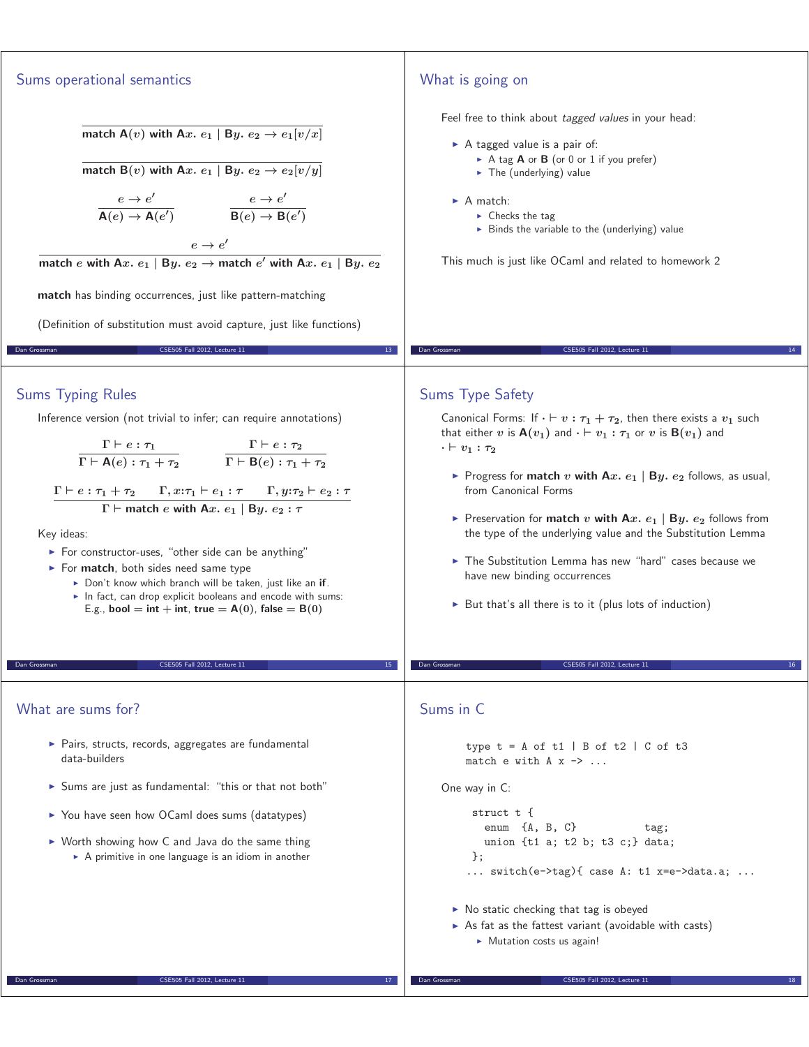## Sums operational semantics

$$\overline{\textbf{match } \mathsf{A}(v) \textbf{ with } \mathsf{A}x.\ e_1 \mid \mathsf{B}y.\ e_2 \rightarrow e_1[v/x]}$$

$$\overline{\textbf{match } \mathsf{B}(v) \textbf{ with } \mathsf{A}x.\ e_1 \mid \mathsf{B}y.\ e_2 \rightarrow e_2[v/y]}$$

$$\frac{e \rightarrow e'}{\mathsf{A}(e) \rightarrow \mathsf{A}(e')} \qquad \frac{e \rightarrow e'}{\mathsf{B}(e) \rightarrow \mathsf{B}(e')}$$

$$\frac{e \rightarrow e'}{\textbf{match } e \textbf{ with } \mathsf{A}x.\ e_1 \mid \mathsf{B}y.\ e_2 \rightarrow \textbf{match } e' \textbf{ with } \mathsf{A}x.\ e_1 \mid \mathsf{B}y.\ e_2}$$

**match** has binding occurrences, just like pattern-matching

(Definition of substitution must avoid capture, just like functions)

## What is going on

Feel free to think about *tagged values* in your head:

- A tagged value is a pair of:
  - A tag **A** or **B** (or 0 or 1 if you prefer)
  - The (underlying) value
- A match:
  - Checks the tag
  - Binds the variable to the (underlying) value

This much is just like OCaml and related to homework 2

## Sums Typing Rules

Inference version (not trivial to infer; can require annotations)

$$\frac{\Gamma \vdash e : \tau_1}{\Gamma \vdash \mathsf{A}(e) : \tau_1 + \tau_2} \qquad \frac{\Gamma \vdash e : \tau_2}{\Gamma \vdash \mathsf{B}(e) : \tau_1 + \tau_2}$$

$$\frac{\Gamma \vdash e : \tau_1 + \tau_2 \qquad \Gamma, x{:}\tau_1 \vdash e_1 : \tau \qquad \Gamma, y{:}\tau_2 \vdash e_2 : \tau}{\Gamma \vdash \textbf{match } e \textbf{ with } \mathsf{A}x.\ e_1 \mid \mathsf{B}y.\ e_2 : \tau}$$

Key ideas:

- For constructor-uses, "other side can be anything"
- For **match**, both sides need same type
  - Don't know which branch will be taken, just like an **if**.
  - In fact, can drop explicit booleans and encode with sums: E.g., **bool** = **int** + **int**, **true** = $\mathsf{A}(0)$, **false** = $\mathsf{B}(0)$

## Sums Type Safety

Canonical Forms: If $\cdot \vdash v : \tau_1 + \tau_2$, then there exists a $v_1$ such that either $v$ is $\mathsf{A}(v_1)$ and $\cdot \vdash v_1 : \tau_1$ or $v$ is $\mathsf{B}(v_1)$ and $\cdot \vdash v_1 : \tau_2$

- Progress for **match** $v$ **with** $\mathsf{A}x.\ e_1 \mid \mathsf{B}y.\ e_2$ follows, as usual, from Canonical Forms
- Preservation for **match** $v$ **with** $\mathsf{A}x.\ e_1 \mid \mathsf{B}y.\ e_2$ follows from the type of the underlying value and the Substitution Lemma
- The Substitution Lemma has new "hard" cases because we have new binding occurrences
- But that's all there is to it (plus lots of induction)

## What are sums for?

- Pairs, structs, records, aggregates are fundamental data-builders
- Sums are just as fundamental: "this or that not both"
- You have seen how OCaml does sums (datatypes)
- Worth showing how C and Java do the same thing
  - A primitive in one language is an idiom in another

## Sums in C

```
type t = A of t1 | B of t2 | C of t3
match e with A x -> ...
```

One way in C:

```
struct t {
  enum  {A, B, C}           tag;
  union {t1 a; t2 b; t3 c;} data;
};
... switch(e->tag){ case A: t1 x=e->data.a; ...
```

- No static checking that tag is obeyed
- As fat as the fattest variant (avoidable with casts)
  - Mutation costs us again!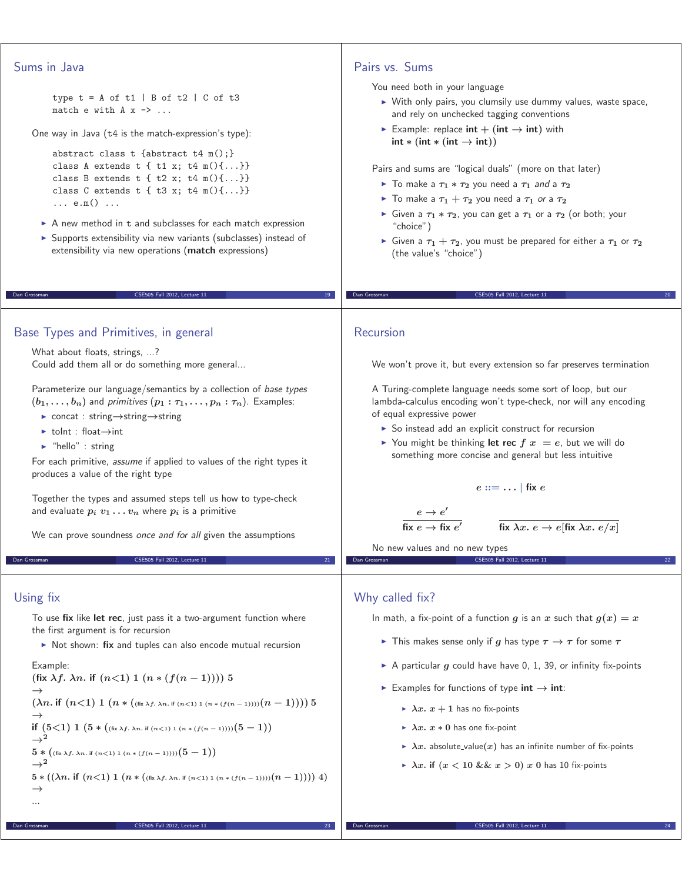## Sums in Java

```
type t = A of t1 | B of t2 | C of t3
match e with A x -> ...
```

One way in Java (t4 is the match-expression's type):

```
abstract class t {abstract t4 m();}
class A extends t { t1 x; t4 m(){...}}
class B extends t { t2 x; t4 m(){...}}
class C extends t { t3 x; t4 m(){...}}
... e.m() ...
```

- A new method in t and subclasses for each match expression
- Supports extensibility via new variants (subclasses) instead of extensibility via new operations (**match** expressions)

## Pairs vs. Sums

You need both in your language

- With only pairs, you clumsily use dummy values, waste space, and rely on unchecked tagging conventions
- Example: replace **int** + (**int** → **int**) with **int** ∗ (**int** ∗ (**int** → **int**))

Pairs and sums are "logical duals" (more on that later)

- To make a $\tau_1 * \tau_2$ you need a $\tau_1$ *and* a $\tau_2$
- To make a $\tau_1 + \tau_2$ you need a $\tau_1$ *or* a $\tau_2$
- Given a $\tau_1 * \tau_2$, you can get a $\tau_1$ or a $\tau_2$ (or both; your "choice")
- Given a $\tau_1 + \tau_2$, you must be prepared for either a $\tau_1$ or $\tau_2$ (the value's "choice")

## Base Types and Primitives, in general

What about floats, strings, ...?
Could add them all or do something more general...

Parameterize our language/semantics by a collection of *base types* $(b_1, \ldots, b_n)$ and *primitives* $(p_1 : \tau_1, \ldots, p_n : \tau_n)$. Examples:

- concat : string→string→string
- toInt : float→int
- "hello" : string

For each primitive, *assume* if applied to values of the right types it produces a value of the right type

Together the types and assumed steps tell us how to type-check and evaluate $p_i\ v_1 \ldots v_n$ where $p_i$ is a primitive

We can prove soundness *once and for all* given the assumptions

## Recursion

We won't prove it, but every extension so far preserves termination

A Turing-complete language needs some sort of loop, but our lambda-calculus encoding won't type-check, nor will any encoding of equal expressive power

- So instead add an explicit construct for recursion
- You might be thinking **let rec** $f\ x = e$, but we will do something more concise and general but less intuitive

$$e ::= \ldots \mid \textbf{fix}\ e$$

$$\frac{e \rightarrow e'}{\textbf{fix}\ e \rightarrow \textbf{fix}\ e'} \qquad \frac{}{\textbf{fix}\ \lambda x.\ e \rightarrow e[\textbf{fix}\ \lambda x.\ e/x]}$$

No new values and no new types

## Using fix

To use **fix** like **let rec**, just pass it a two-argument function where the first argument is for recursion

- Not shown: **fix** and tuples can also encode mutual recursion

Example:

$(\textbf{fix}\ \lambda f.\ \lambda n.\ \textbf{if}\ (n{<}1)\ 1\ (n * (f(n-1))))\ 5$
$\rightarrow$
$(\lambda n.\ \textbf{if}\ (n{<}1)\ 1\ (n * ((\text{fix}\ \lambda f.\ \lambda n.\ \text{if}\ (n{<}1)\ 1\ (n * (f(n-1))))(n-1))))\ 5$
$\rightarrow$
$\textbf{if}\ (5{<}1)\ 1\ (5 * ((\text{fix}\ \lambda f.\ \lambda n.\ \text{if}\ (n{<}1)\ 1\ (n * (f(n-1))))(5-1))$
$\rightarrow^2$
$5 * ((\text{fix}\ \lambda f.\ \lambda n.\ \text{if}\ (n{<}1)\ 1\ (n * (f(n-1))))(5-1))$
$\rightarrow^2$
$5 * ((\lambda n.\ \textbf{if}\ (n{<}1)\ 1\ (n * ((\text{fix}\ \lambda f.\ \lambda n.\ \text{if}\ (n{<}1)\ 1\ (n * (f(n-1))))(n-1))))\ 4)$
$\rightarrow$
...

## Why called fix?

In math, a fix-point of a function $g$ is an $x$ such that $g(x) = x$

- This makes sense only if $g$ has type $\tau \rightarrow \tau$ for some $\tau$
- A particular $g$ could have have 0, 1, 39, or infinity fix-points
- Examples for functions of type **int** → **int**:
  - $\lambda x.\ x + 1$ has no fix-points
  - $\lambda x.\ x * 0$ has one fix-point
  - $\lambda x.$ absolute_value$(x)$ has an infinite number of fix-points
  - $\lambda x.\ \textbf{if}\ (x < 10\ \&\&\ x > 0)\ x\ 0$ has 10 fix-points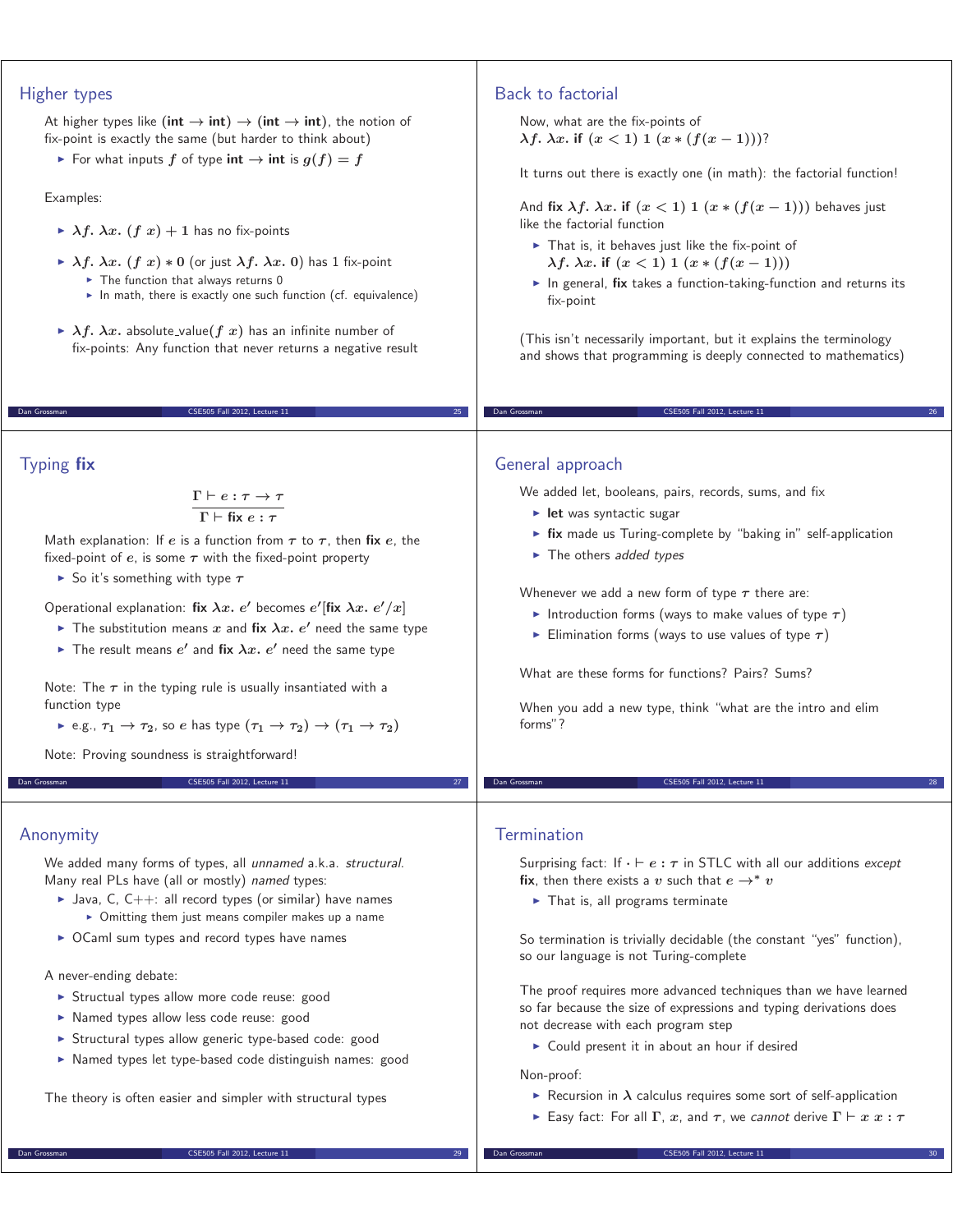## Higher types

At higher types like $(\mathbf{int} \rightarrow \mathbf{int}) \rightarrow (\mathbf{int} \rightarrow \mathbf{int})$, the notion of fix-point is exactly the same (but harder to think about)

- For what inputs $f$ of type $\mathbf{int} \rightarrow \mathbf{int}$ is $g(f) = f$

Examples:

- $\lambda f.\ \lambda x.\ (f\ x) + 1$ has no fix-points
- $\lambda f.\ \lambda x.\ (f\ x) * 0$ (or just $\lambda f.\ \lambda x.\ 0$) has 1 fix-point
  - The function that always returns 0
  - In math, there is exactly one such function (cf. equivalence)
- $\lambda f.\ \lambda x.$ absolute_value$(f\ x)$ has an infinite number of fix-points: Any function that never returns a negative result

## Back to factorial

Now, what are the fix-points of $\lambda f.\ \lambda x.\ \mathbf{if}\ (x < 1)\ 1\ (x * (f(x-1)))$?

It turns out there is exactly one (in math): the factorial function!

And $\mathbf{fix}\ \lambda f.\ \lambda x.\ \mathbf{if}\ (x < 1)\ 1\ (x * (f(x-1)))$ behaves just like the factorial function

- That is, it behaves just like the fix-point of $\lambda f.\ \lambda x.\ \mathbf{if}\ (x < 1)\ 1\ (x * (f(x-1)))$
- In general, **fix** takes a function-taking-function and returns its fix-point

(This isn't necessarily important, but it explains the terminology and shows that programming is deeply connected to mathematics)

## Typing fix

$$\frac{\Gamma \vdash e : \tau \rightarrow \tau}{\Gamma \vdash \mathbf{fix}\ e : \tau}$$

Math explanation: If $e$ is a function from $\tau$ to $\tau$, then $\mathbf{fix}\ e$, the fixed-point of $e$, is some $\tau$ with the fixed-point property

- So it's something with type $\tau$

Operational explanation: $\mathbf{fix}\ \lambda x.\ e'$ becomes $e'[\mathbf{fix}\ \lambda x.\ e'/x]$

- The substitution means $x$ and $\mathbf{fix}\ \lambda x.\ e'$ need the same type
- The result means $e'$ and $\mathbf{fix}\ \lambda x.\ e'$ need the same type

Note: The $\tau$ in the typing rule is usually insantiated with a function type

- e.g., $\tau_1 \rightarrow \tau_2$, so $e$ has type $(\tau_1 \rightarrow \tau_2) \rightarrow (\tau_1 \rightarrow \tau_2)$

Note: Proving soundness is straightforward!

## General approach

We added let, booleans, pairs, records, sums, and fix

- **let** was syntactic sugar
- **fix** made us Turing-complete by "baking in" self-application
- The others *added types*

Whenever we add a new form of type $\tau$ there are:

- Introduction forms (ways to make values of type $\tau$)
- Elimination forms (ways to use values of type $\tau$)

What are these forms for functions? Pairs? Sums?

When you add a new type, think "what are the intro and elim forms"?

## Anonymity

We added many forms of types, all *unnamed* a.k.a. *structural*. Many real PLs have (all or mostly) *named* types:

- Java, C, C++: all record types (or similar) have names
  - Omitting them just means compiler makes up a name
- OCaml sum types and record types have names

A never-ending debate:

- Structual types allow more code reuse: good
- Named types allow less code reuse: good
- Structural types allow generic type-based code: good
- Named types let type-based code distinguish names: good

The theory is often easier and simpler with structural types

## Termination

Surprising fact: If $\cdot \vdash e : \tau$ in STLC with all our additions *except* **fix**, then there exists a $v$ such that $e \rightarrow^* v$

- That is, all programs terminate

So termination is trivially decidable (the constant "yes" function), so our language is not Turing-complete

The proof requires more advanced techniques than we have learned so far because the size of expressions and typing derivations does not decrease with each program step

- Could present it in about an hour if desired

Non-proof:

- Recursion in $\lambda$ calculus requires some sort of self-application
- Easy fact: For all $\Gamma$, $x$, and $\tau$, we *cannot* derive $\Gamma \vdash x\ x : \tau$